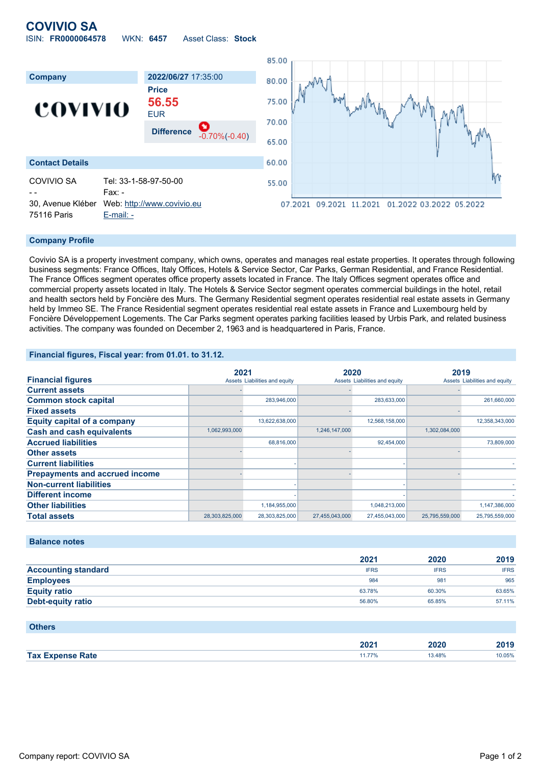# COVIVIO SA

ISIN: **FR0000064578** WKN: **6457** Asset Class: **Stock**

| Company | 2022/06/27 17:35:00 |
|---|---|
| COVIVIO | Price<br>**56.55**<br>EUR |
| | Difference -0.70%(-0.40) |

## Contact Details

| | |
|---|---|
| COVIVIO SA | Tel: 33-1-58-97-50-00 |
| - - | Fax: - |
| 30, Avenue Kléber | Web: http://www.covivio.eu |
| 75116 Paris | E-mail: - |

## Company Profile

Covivio SA is a property investment company, which owns, operates and manages real estate properties. It operates through following business segments: France Offices, Italy Offices, Hotels & Service Sector, Car Parks, German Residential, and France Residential. The France Offices segment operates office property assets located in France. The Italy Offices segment operates office and commercial property assets located in Italy. The Hotels & Service Sector segment operates commercial buildings in the hotel, retail and health sectors held by Foncière des Murs. The Germany Residential segment operates residential real estate assets in Germany held by Immeo SE. The France Residential segment operates residential real estate assets in France and Luxembourg held by Foncière Développement Logements. The Car Parks segment operates parking facilities leased by Urbis Park, and related business activities. The company was founded on December 2, 1963 and is headquartered in Paris, France.

## Financial figures, Fiscal year: from 01.01. to 31.12.

| Financial figures | 2021 Assets | 2021 Liabilities and equity | 2020 Assets | 2020 Liabilities and equity | 2019 Assets | 2019 Liabilities and equity |
|---|---|---|---|---|---|---|
| Current assets | - | | - | | - | |
| Common stock capital | | 283,946,000 | | 283,633,000 | | 261,660,000 |
| Fixed assets | - | | - | | - | |
| Equity capital of a company | | 13,622,638,000 | | 12,568,158,000 | | 12,358,343,000 |
| Cash and cash equivalents | 1,062,993,000 | | 1,246,147,000 | | 1,302,084,000 | |
| Accrued liabilities | | 68,816,000 | | 92,454,000 | | 73,809,000 |
| Other assets | - | | - | | - | |
| Current liabilities | | - | | - | | - |
| Prepayments and accrued income | - | | - | | - | |
| Non-current liabilities | | - | | - | | - |
| Different income | | - | | - | | - |
| Other liabilities | | 1,184,955,000 | | 1,048,213,000 | | 1,147,386,000 |
| Total assets | 28,303,825,000 | 28,303,825,000 | 27,455,043,000 | 27,455,043,000 | 25,795,559,000 | 25,795,559,000 |

## Balance notes

| | 2021 | 2020 | 2019 |
|---|---|---|---|
| Accounting standard | IFRS | IFRS | IFRS |
| Employees | 984 | 981 | 965 |
| Equity ratio | 63.78% | 60.30% | 63.65% |
| Debt-equity ratio | 56.80% | 65.85% | 57.11% |

## Others

| | 2021 | 2020 | 2019 |
|---|---|---|---|
| Tax Expense Rate | 11.77% | 13.48% | 10.05% |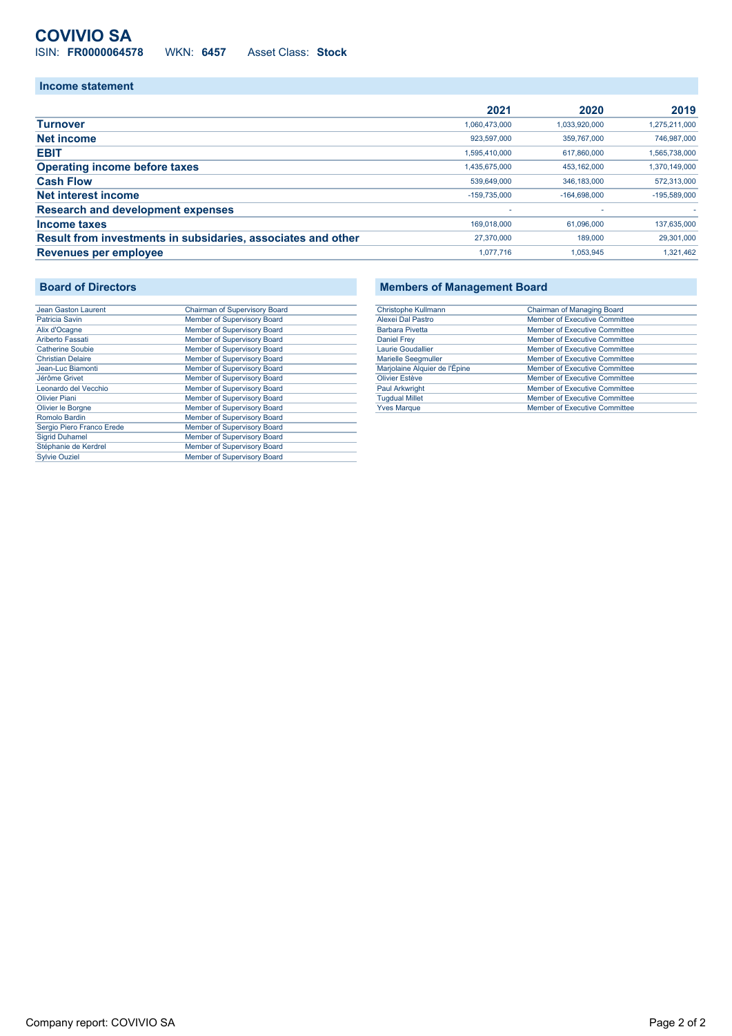# COVIVIO SA

ISIN: **FR0000064578** WKN: **6457** Asset Class: **Stock**

## Income statement

| | 2021 | 2020 | 2019 |
|---|---|---|---|
| **Turnover** | 1,060,473,000 | 1,033,920,000 | 1,275,211,000 |
| **Net income** | 923,597,000 | 359,767,000 | 746,987,000 |
| **EBIT** | 1,595,410,000 | 617,860,000 | 1,565,738,000 |
| **Operating income before taxes** | 1,435,675,000 | 453,162,000 | 1,370,149,000 |
| **Cash Flow** | 539,649,000 | 346,183,000 | 572,313,000 |
| **Net interest income** | -159,735,000 | -164,698,000 | -195,589,000 |
| **Research and development expenses** | - | - | - |
| **Income taxes** | 169,018,000 | 61,096,000 | 137,635,000 |
| **Result from investments in subsidaries, associates and other** | 27,370,000 | 189,000 | 29,301,000 |
| **Revenues per employee** | 1,077,716 | 1,053,945 | 1,321,462 |

## Board of Directors

| | |
|---|---|
| Jean Gaston Laurent | Chairman of Supervisory Board |
| Patricia Savin | Member of Supervisory Board |
| Alix d'Ocagne | Member of Supervisory Board |
| Ariberto Fassati | Member of Supervisory Board |
| Catherine Soubie | Member of Supervisory Board |
| Christian Delaire | Member of Supervisory Board |
| Jean-Luc Biamonti | Member of Supervisory Board |
| Jérôme Grivet | Member of Supervisory Board |
| Leonardo del Vecchio | Member of Supervisory Board |
| Olivier Piani | Member of Supervisory Board |
| Olivier le Borgne | Member of Supervisory Board |
| Romolo Bardin | Member of Supervisory Board |
| Sergio Piero Franco Erede | Member of Supervisory Board |
| Sigrid Duhamel | Member of Supervisory Board |
| Stéphanie de Kerdrel | Member of Supervisory Board |
| Sylvie Ouziel | Member of Supervisory Board |

## Members of Management Board

| | |
|---|---|
| Christophe Kullmann | Chairman of Managing Board |
| Alexei Dal Pastro | Member of Executive Committee |
| Barbara Pivetta | Member of Executive Committee |
| Daniel Frey | Member of Executive Committee |
| Laurie Goudallier | Member of Executive Committee |
| Marielle Seegmuller | Member of Executive Committee |
| Marjolaine Alquier de l'Épine | Member of Executive Committee |
| Olivier Estève | Member of Executive Committee |
| Paul Arkwright | Member of Executive Committee |
| Tugdual Millet | Member of Executive Committee |
| Yves Marque | Member of Executive Committee |